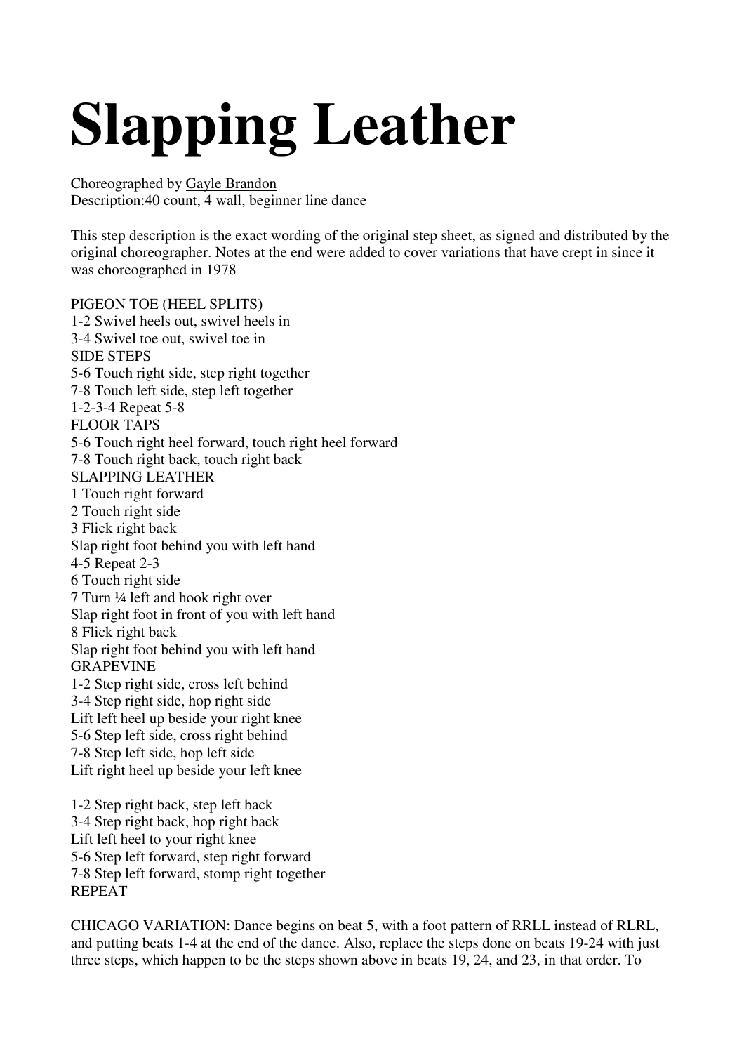# Slapping Leather

Choreographed by Gayle Brandon
Description:40 count, 4 wall, beginner line dance

This step description is the exact wording of the original step sheet, as signed and distributed by the original choreographer. Notes at the end were added to cover variations that have crept in since it was choreographed in 1978

PIGEON TOE (HEEL SPLITS)
1-2 Swivel heels out, swivel heels in
3-4 Swivel toe out, swivel toe in
SIDE STEPS
5-6 Touch right side, step right together
7-8 Touch left side, step left together
1-2-3-4 Repeat 5-8
FLOOR TAPS
5-6 Touch right heel forward, touch right heel forward
7-8 Touch right back, touch right back
SLAPPING LEATHER
1 Touch right forward
2 Touch right side
3 Flick right back
Slap right foot behind you with left hand
4-5 Repeat 2-3
6 Touch right side
7 Turn ¼ left and hook right over
Slap right foot in front of you with left hand
8 Flick right back
Slap right foot behind you with left hand
GRAPEVINE
1-2 Step right side, cross left behind
3-4 Step right side, hop right side
Lift left heel up beside your right knee
5-6 Step left side, cross right behind
7-8 Step left side, hop left side
Lift right heel up beside your left knee

1-2 Step right back, step left back
3-4 Step right back, hop right back
Lift left heel to your right knee
5-6 Step left forward, step right forward
7-8 Step left forward, stomp right together
REPEAT

CHICAGO VARIATION: Dance begins on beat 5, with a foot pattern of RRLL instead of RLRL, and putting beats 1-4 at the end of the dance. Also, replace the steps done on beats 19-24 with just three steps, which happen to be the steps shown above in beats 19, 24, and 23, in that order. To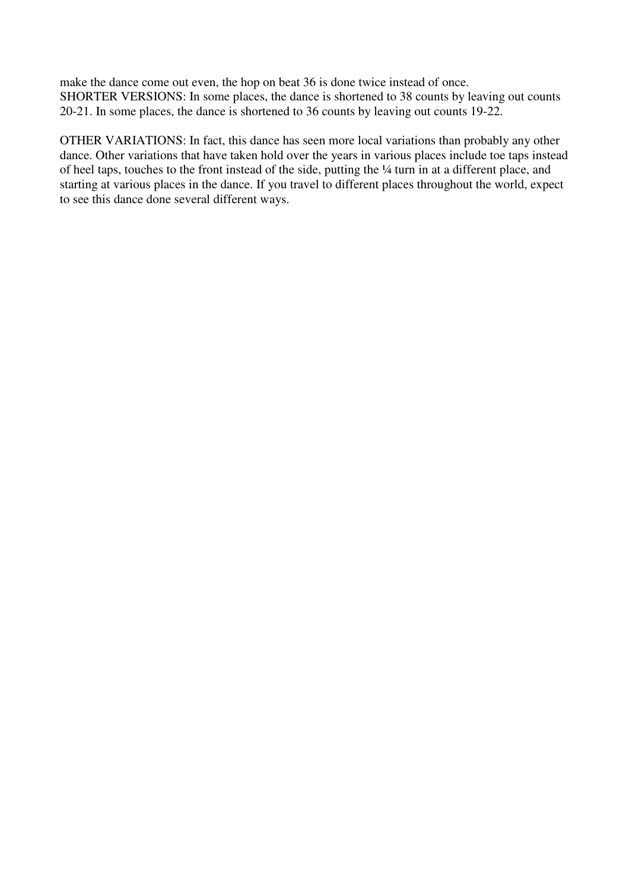make the dance come out even, the hop on beat 36 is done twice instead of once.
SHORTER VERSIONS: In some places, the dance is shortened to 38 counts by leaving out counts 20-21. In some places, the dance is shortened to 36 counts by leaving out counts 19-22.

OTHER VARIATIONS: In fact, this dance has seen more local variations than probably any other dance. Other variations that have taken hold over the years in various places include toe taps instead of heel taps, touches to the front instead of the side, putting the ¼ turn in at a different place, and starting at various places in the dance. If you travel to different places throughout the world, expect to see this dance done several different ways.